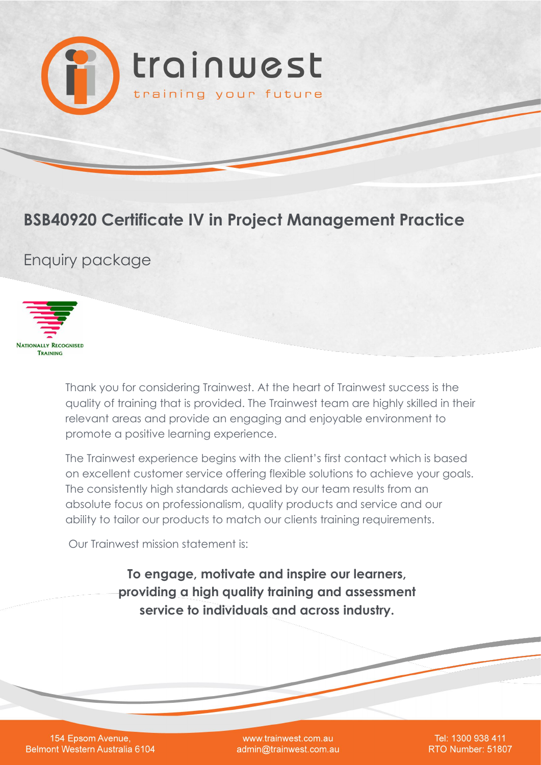trainwest

training your future

# BSB40920 Certificate IV in Project Management Practice

## Enquiry package

NATIONALLY RECOGNISED TRAINING

Thank you for considering Trainwest. At the heart of Trainwest success is the quality of training that is provided. The Trainwest team are highly skilled in their relevant areas and provide an engaging and enjoyable environment to promote a positive learning experience.

The Trainwest experience begins with the client's first contact which is based on excellent customer service offering flexible solutions to achieve your goals. The consistently high standards achieved by our team results from an absolute focus on professionalism, quality products and service and our ability to tailor our products to match our clients training requirements.

Our Trainwest mission statement is:

**To engage, motivate and inspire our learners, providing a high quality training and assessment service to individuals and across industry.**

154 Epsom Avenue,
Belmont Western Australia 6104

www.trainwest.com.au
admin@trainwest.com.au

Tel: 1300 938 411
RTO Number: 51807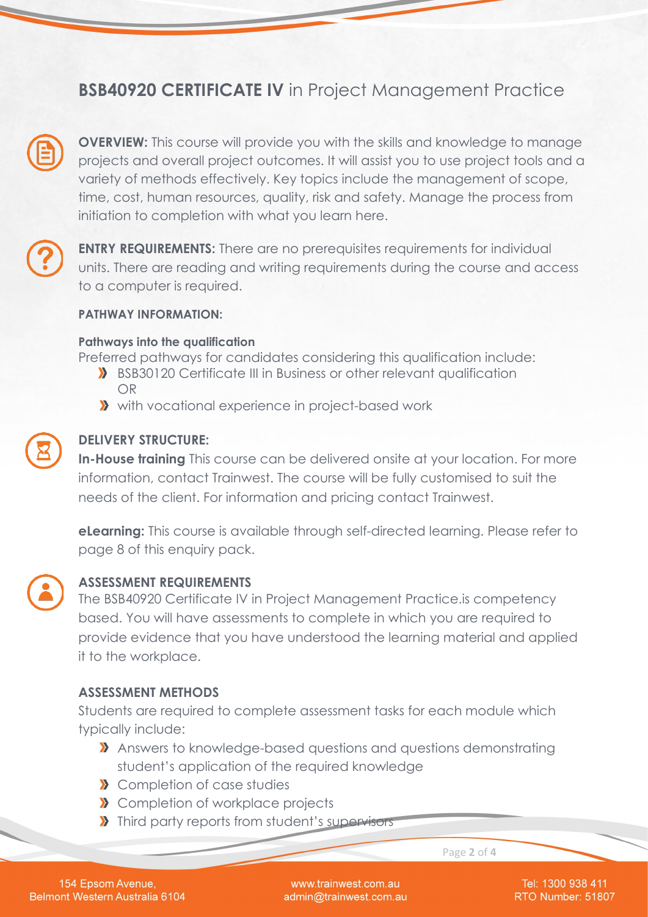# BSB40920 CERTIFICATE IV in Project Management Practice

**OVERVIEW:** This course will provide you with the skills and knowledge to manage projects and overall project outcomes. It will assist you to use project tools and a variety of methods effectively. Key topics include the management of scope, time, cost, human resources, quality, risk and safety. Manage the process from initiation to completion with what you learn here.

**ENTRY REQUIREMENTS:** There are no prerequisites requirements for individual units. There are reading and writing requirements during the course and access to a computer is required.

**PATHWAY INFORMATION:**

**Pathways into the qualification**

Preferred pathways for candidates considering this qualification include:

- BSB30120 Certificate III in Business or other relevant qualification OR
- with vocational experience in project-based work

**DELIVERY STRUCTURE:**

**In-House training** This course can be delivered onsite at your location. For more information, contact Trainwest. The course will be fully customised to suit the needs of the client. For information and pricing contact Trainwest.

**eLearning:** This course is available through self-directed learning. Please refer to page 8 of this enquiry pack.

**ASSESSMENT REQUIREMENTS**

The BSB40920 Certificate IV in Project Management Practice.is competency based. You will have assessments to complete in which you are required to provide evidence that you have understood the learning material and applied it to the workplace.

**ASSESSMENT METHODS**

Students are required to complete assessment tasks for each module which typically include:

- Answers to knowledge-based questions and questions demonstrating student's application of the required knowledge
- Completion of case studies
- Completion of workplace projects
- Third party reports from student's supervisors

154 Epsom Avenue, Belmont Western Australia 6104

www.trainwest.com.au
admin@trainwest.com.au

Tel: 1300 938 411
RTO Number: 51807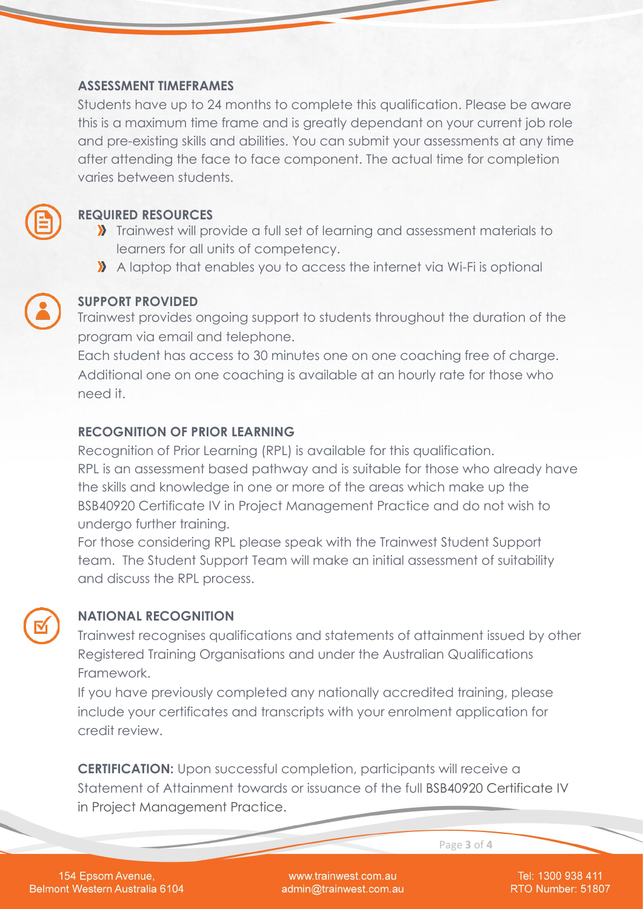## ASSESSMENT TIMEFRAMES

Students have up to 24 months to complete this qualification. Please be aware this is a maximum time frame and is greatly dependant on your current job role and pre-existing skills and abilities. You can submit your assessments at any time after attending the face to face component. The actual time for completion varies between students.

## REQUIRED RESOURCES

- Trainwest will provide a full set of learning and assessment materials to learners for all units of competency.
- A laptop that enables you to access the internet via Wi-Fi is optional

## SUPPORT PROVIDED

Trainwest provides ongoing support to students throughout the duration of the program via email and telephone.

Each student has access to 30 minutes one on one coaching free of charge. Additional one on one coaching is available at an hourly rate for those who need it.

## RECOGNITION OF PRIOR LEARNING

Recognition of Prior Learning (RPL) is available for this qualification.

RPL is an assessment based pathway and is suitable for those who already have the skills and knowledge in one or more of the areas which make up the BSB40920 Certificate IV in Project Management Practice and do not wish to undergo further training.

For those considering RPL please speak with the Trainwest Student Support team. The Student Support Team will make an initial assessment of suitability and discuss the RPL process.

## NATIONAL RECOGNITION

Trainwest recognises qualifications and statements of attainment issued by other Registered Training Organisations and under the Australian Qualifications Framework.

If you have previously completed any nationally accredited training, please include your certificates and transcripts with your enrolment application for credit review.

**CERTIFICATION:** Upon successful completion, participants will receive a Statement of Attainment towards or issuance of the full BSB40920 Certificate IV in Project Management Practice.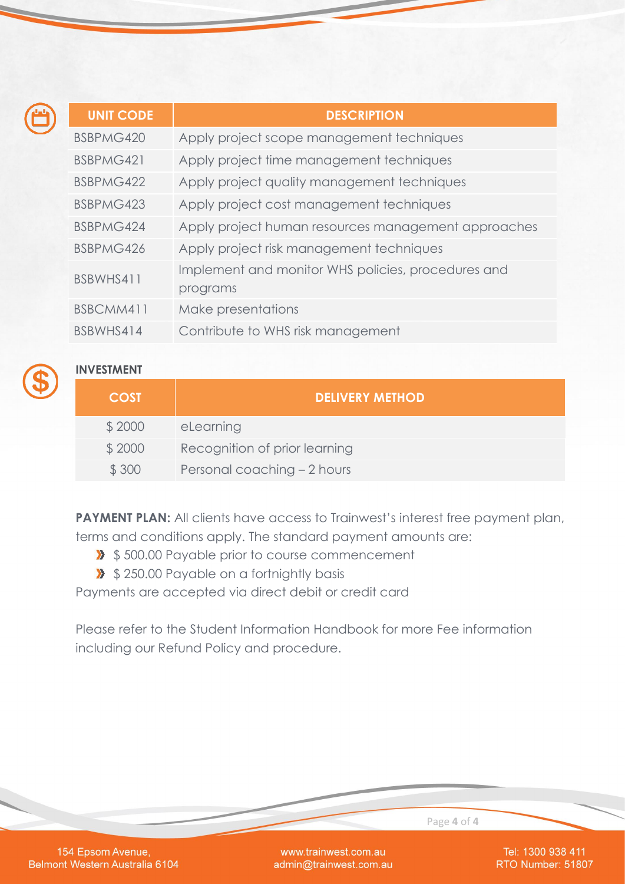| UNIT CODE | DESCRIPTION |
|---|---|
| BSBPMG420 | Apply project scope management techniques |
| BSBPMG421 | Apply project time management techniques |
| BSBPMG422 | Apply project quality management techniques |
| BSBPMG423 | Apply project cost management techniques |
| BSBPMG424 | Apply project human resources management approaches |
| BSBPMG426 | Apply project risk management techniques |
| BSBWHS411 | Implement and monitor WHS policies, procedures and programs |
| BSBCMM411 | Make presentations |
| BSBWHS414 | Contribute to WHS risk management |

**INVESTMENT**

| COST | DELIVERY METHOD |
|---|---|
| $ 2000 | eLearning |
| $ 2000 | Recognition of prior learning |
| $ 300 | Personal coaching – 2 hours |

**PAYMENT PLAN:** All clients have access to Trainwest's interest free payment plan, terms and conditions apply. The standard payment amounts are:

- $ 500.00 Payable prior to course commencement
- $ 250.00 Payable on a fortnightly basis

Payments are accepted via direct debit or credit card

Please refer to the Student Information Handbook for more Fee information including our Refund Policy and procedure.

154 Epsom Avenue,
Belmont Western Australia 6104

www.trainwest.com.au
admin@trainwest.com.au

Tel: 1300 938 411
RTO Number: 51807